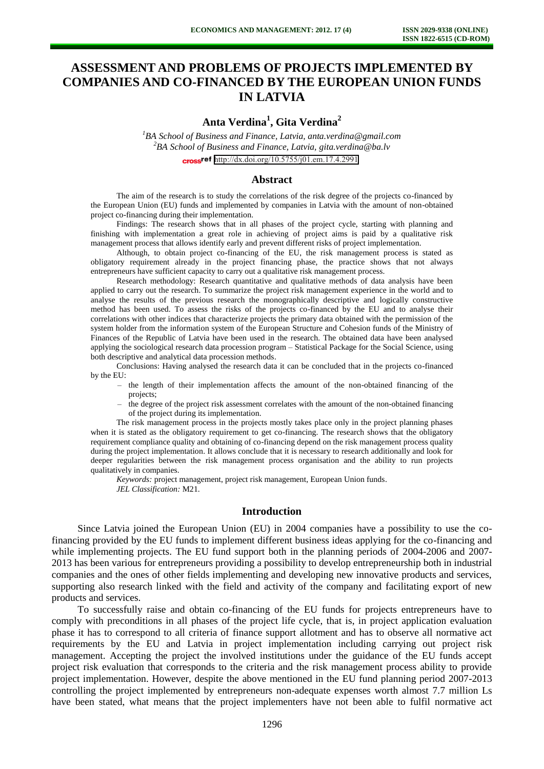# ASSESSMENT AND PROBLEMS OF PROJECTS IMPLEMENTED BY COMPANIES AND CO-FINANCED BY THE EUROPEAN UNION FUNDS IN LATVIA

## Anta Verdina[1], Gita Verdina[2]

[1]*BA School of Business and Finance, Latvia, anta.verdina@gmail.com*
[2]*BA School of Business and Finance, Latvia, gita.verdina@ba.lv*
http://dx.doi.org/10.5755/j01.em.17.4.2991

## Abstract

The aim of the research is to study the correlations of the risk degree of the projects co-financed by the European Union (EU) funds and implemented by companies in Latvia with the amount of non-obtained project co-financing during their implementation.

Findings: The research shows that in all phases of the project cycle, starting with planning and finishing with implementation a great role in achieving of project aims is paid by a qualitative risk management process that allows identify early and prevent different risks of project implementation.

Although, to obtain project co-financing of the EU, the risk management process is stated as obligatory requirement already in the project financing phase, the practice shows that not always entrepreneurs have sufficient capacity to carry out a qualitative risk management process.

Research methodology: Research quantitative and qualitative methods of data analysis have been applied to carry out the research. To summarize the project risk management experience in the world and to analyse the results of the previous research the monographically descriptive and logically constructive method has been used. To assess the risks of the projects co-financed by the EU and to analyse their correlations with other indices that characterize projects the primary data obtained with the permission of the system holder from the information system of the European Structure and Cohesion funds of the Ministry of Finances of the Republic of Latvia have been used in the research. The obtained data have been analysed applying the sociological research data procession program – Statistical Package for the Social Science, using both descriptive and analytical data procession methods.

Conclusions: Having analysed the research data it can be concluded that in the projects co-financed by the EU:

- the length of their implementation affects the amount of the non-obtained financing of the projects;
- the degree of the project risk assessment correlates with the amount of the non-obtained financing of the project during its implementation.

The risk management process in the projects mostly takes place only in the project planning phases when it is stated as the obligatory requirement to get co-financing. The research shows that the obligatory requirement compliance quality and obtaining of co-financing depend on the risk management process quality during the project implementation. It allows conclude that it is necessary to research additionally and look for deeper regularities between the risk management process organisation and the ability to run projects qualitatively in companies.

*Keywords:* project management, project risk management, European Union funds.

*JEL Classification:* M21.

## Introduction

Since Latvia joined the European Union (EU) in 2004 companies have a possibility to use the co-financing provided by the EU funds to implement different business ideas applying for the co-financing and while implementing projects. The EU fund support both in the planning periods of 2004-2006 and 2007-2013 has been various for entrepreneurs providing a possibility to develop entrepreneurship both in industrial companies and the ones of other fields implementing and developing new innovative products and services, supporting also research linked with the field and activity of the company and facilitating export of new products and services.

To successfully raise and obtain co-financing of the EU funds for projects entrepreneurs have to comply with preconditions in all phases of the project life cycle, that is, in project application evaluation phase it has to correspond to all criteria of finance support allotment and has to observe all normative act requirements by the EU and Latvia in project implementation including carrying out project risk management. Accepting the project the involved institutions under the guidance of the EU funds accept project risk evaluation that corresponds to the criteria and the risk management process ability to provide project implementation. However, despite the above mentioned in the EU fund planning period 2007-2013 controlling the project implemented by entrepreneurs non-adequate expenses worth almost 7.7 million Ls have been stated, what means that the project implementers have not been able to fulfil normative act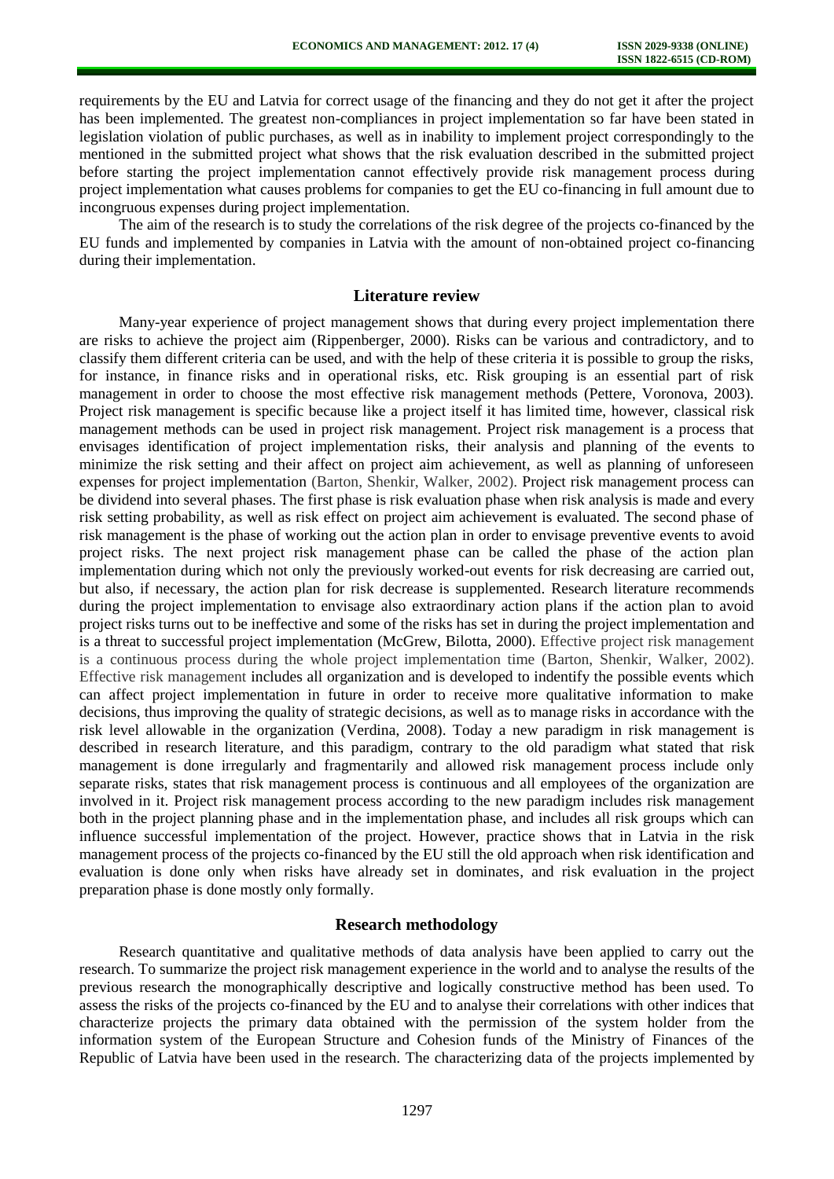requirements by the EU and Latvia for correct usage of the financing and they do not get it after the project has been implemented. The greatest non-compliances in project implementation so far have been stated in legislation violation of public purchases, as well as in inability to implement project correspondingly to the mentioned in the submitted project what shows that the risk evaluation described in the submitted project before starting the project implementation cannot effectively provide risk management process during project implementation what causes problems for companies to get the EU co-financing in full amount due to incongruous expenses during project implementation.

The aim of the research is to study the correlations of the risk degree of the projects co-financed by the EU funds and implemented by companies in Latvia with the amount of non-obtained project co-financing during their implementation.

## Literature review

Many-year experience of project management shows that during every project implementation there are risks to achieve the project aim (Rippenberger, 2000). Risks can be various and contradictory, and to classify them different criteria can be used, and with the help of these criteria it is possible to group the risks, for instance, in finance risks and in operational risks, etc. Risk grouping is an essential part of risk management in order to choose the most effective risk management methods (Pettere, Voronova, 2003). Project risk management is specific because like a project itself it has limited time, however, classical risk management methods can be used in project risk management. Project risk management is a process that envisages identification of project implementation risks, their analysis and planning of the events to minimize the risk setting and their affect on project aim achievement, as well as planning of unforeseen expenses for project implementation (Barton, Shenkir, Walker, 2002). Project risk management process can be dividend into several phases. The first phase is risk evaluation phase when risk analysis is made and every risk setting probability, as well as risk effect on project aim achievement is evaluated. The second phase of risk management is the phase of working out the action plan in order to envisage preventive events to avoid project risks. The next project risk management phase can be called the phase of the action plan implementation during which not only the previously worked-out events for risk decreasing are carried out, but also, if necessary, the action plan for risk decrease is supplemented. Research literature recommends during the project implementation to envisage also extraordinary action plans if the action plan to avoid project risks turns out to be ineffective and some of the risks has set in during the project implementation and is a threat to successful project implementation (McGrew, Bilotta, 2000). Effective project risk management is a continuous process during the whole project implementation time (Barton, Shenkir, Walker, 2002). Effective risk management includes all organization and is developed to indentify the possible events which can affect project implementation in future in order to receive more qualitative information to make decisions, thus improving the quality of strategic decisions, as well as to manage risks in accordance with the risk level allowable in the organization (Verdina, 2008). Today a new paradigm in risk management is described in research literature, and this paradigm, contrary to the old paradigm what stated that risk management is done irregularly and fragmentarily and allowed risk management process include only separate risks, states that risk management process is continuous and all employees of the organization are involved in it. Project risk management process according to the new paradigm includes risk management both in the project planning phase and in the implementation phase, and includes all risk groups which can influence successful implementation of the project. However, practice shows that in Latvia in the risk management process of the projects co-financed by the EU still the old approach when risk identification and evaluation is done only when risks have already set in dominates, and risk evaluation in the project preparation phase is done mostly only formally.

## Research methodology

Research quantitative and qualitative methods of data analysis have been applied to carry out the research. To summarize the project risk management experience in the world and to analyse the results of the previous research the monographically descriptive and logically constructive method has been used. To assess the risks of the projects co-financed by the EU and to analyse their correlations with other indices that characterize projects the primary data obtained with the permission of the system holder from the information system of the European Structure and Cohesion funds of the Ministry of Finances of the Republic of Latvia have been used in the research. The characterizing data of the projects implemented by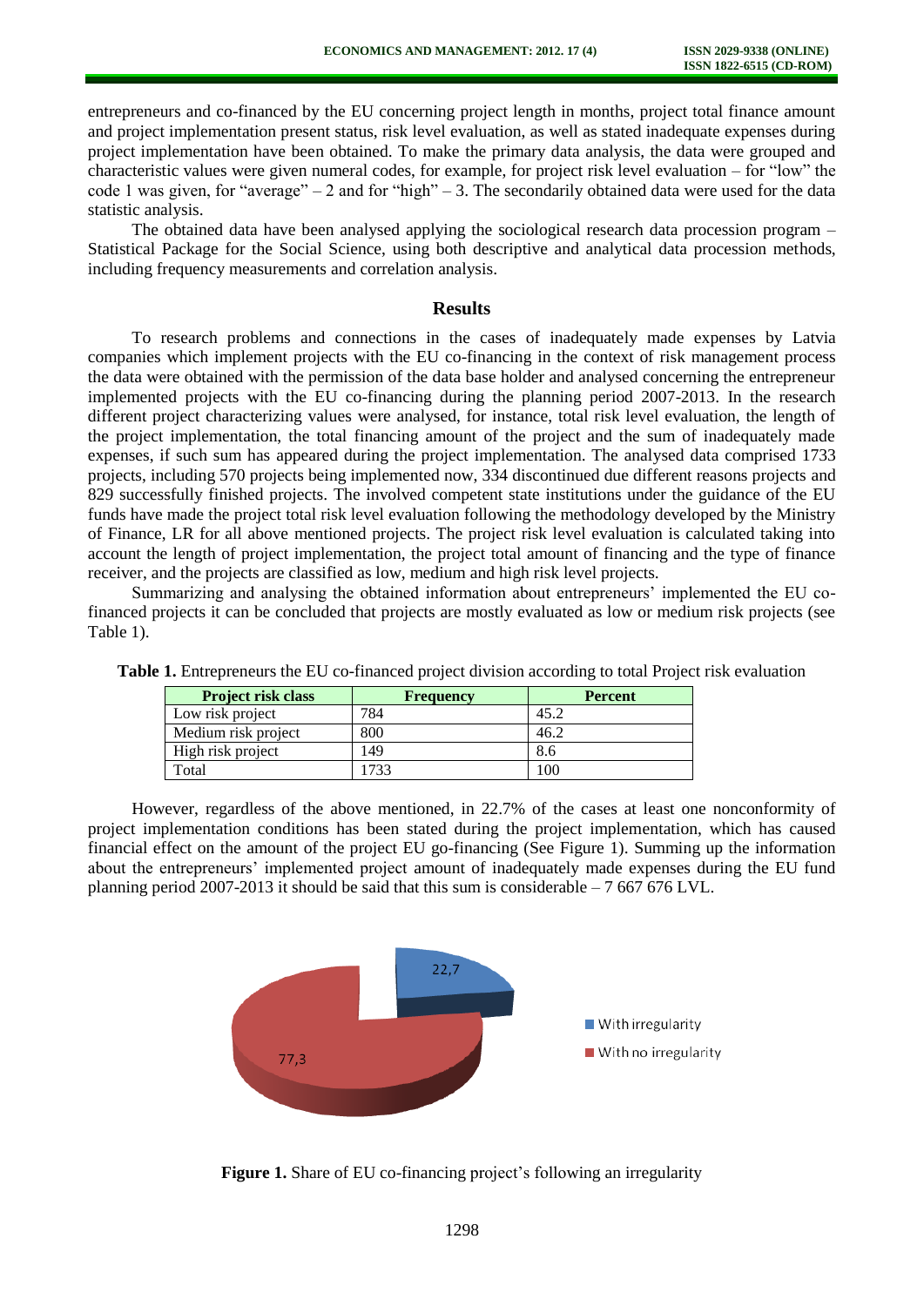entrepreneurs and co-financed by the EU concerning project length in months, project total finance amount and project implementation present status, risk level evaluation, as well as stated inadequate expenses during project implementation have been obtained. To make the primary data analysis, the data were grouped and characteristic values were given numeral codes, for example, for project risk level evaluation – for "low" the code 1 was given, for "average" – 2 and for "high" – 3. The secondarily obtained data were used for the data statistic analysis.

The obtained data have been analysed applying the sociological research data procession program – Statistical Package for the Social Science, using both descriptive and analytical data procession methods, including frequency measurements and correlation analysis.

## Results

To research problems and connections in the cases of inadequately made expenses by Latvia companies which implement projects with the EU co-financing in the context of risk management process the data were obtained with the permission of the data base holder and analysed concerning the entrepreneur implemented projects with the EU co-financing during the planning period 2007-2013. In the research different project characterizing values were analysed, for instance, total risk level evaluation, the length of the project implementation, the total financing amount of the project and the sum of inadequately made expenses, if such sum has appeared during the project implementation. The analysed data comprised 1733 projects, including 570 projects being implemented now, 334 discontinued due different reasons projects and 829 successfully finished projects. The involved competent state institutions under the guidance of the EU funds have made the project total risk level evaluation following the methodology developed by the Ministry of Finance, LR for all above mentioned projects. The project risk level evaluation is calculated taking into account the length of project implementation, the project total amount of financing and the type of finance receiver, and the projects are classified as low, medium and high risk level projects.

Summarizing and analysing the obtained information about entrepreneurs' implemented the EU co-financed projects it can be concluded that projects are mostly evaluated as low or medium risk projects (see Table 1).

**Table 1.** Entrepreneurs the EU co-financed project division according to total Project risk evaluation

| Project risk class | Frequency | Percent |
|---|---|---|
| Low risk project | 784 | 45.2 |
| Medium risk project | 800 | 46.2 |
| High risk project | 149 | 8.6 |
| Total | 1733 | 100 |

However, regardless of the above mentioned, in 22.7% of the cases at least one nonconformity of project implementation conditions has been stated during the project implementation, which has caused financial effect on the amount of the project EU go-financing (See Figure 1). Summing up the information about the entrepreneurs' implemented project amount of inadequately made expenses during the EU fund planning period 2007-2013 it should be said that this sum is considerable – 7 667 676 LVL.

**Figure 1.** Share of EU co-financing project's following an irregularity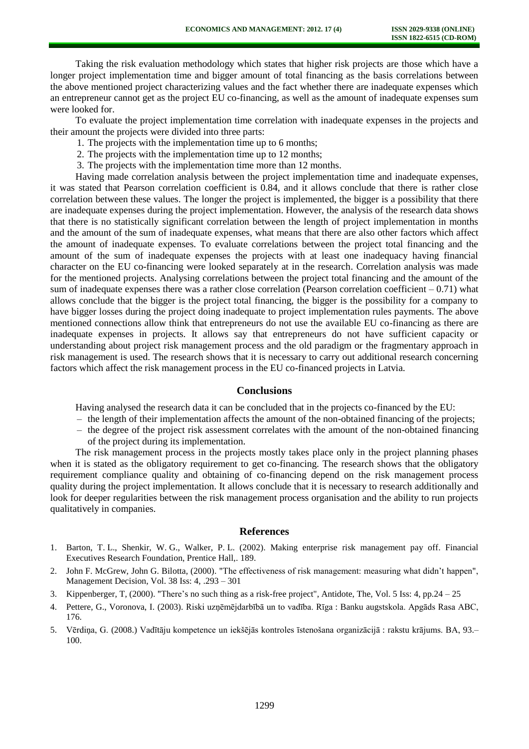Taking the risk evaluation methodology which states that higher risk projects are those which have a longer project implementation time and bigger amount of total financing as the basis correlations between the above mentioned project characterizing values and the fact whether there are inadequate expenses which an entrepreneur cannot get as the project EU co-financing, as well as the amount of inadequate expenses sum were looked for.

To evaluate the project implementation time correlation with inadequate expenses in the projects and their amount the projects were divided into three parts:

1. The projects with the implementation time up to 6 months;
2. The projects with the implementation time up to 12 months;
3. The projects with the implementation time more than 12 months.

Having made correlation analysis between the project implementation time and inadequate expenses, it was stated that Pearson correlation coefficient is 0.84, and it allows conclude that there is rather close correlation between these values. The longer the project is implemented, the bigger is a possibility that there are inadequate expenses during the project implementation. However, the analysis of the research data shows that there is no statistically significant correlation between the length of project implementation in months and the amount of the sum of inadequate expenses, what means that there are also other factors which affect the amount of inadequate expenses. To evaluate correlations between the project total financing and the amount of the sum of inadequate expenses the projects with at least one inadequacy having financial character on the EU co-financing were looked separately at in the research. Correlation analysis was made for the mentioned projects. Analysing correlations between the project total financing and the amount of the sum of inadequate expenses there was a rather close correlation (Pearson correlation coefficient – 0.71) what allows conclude that the bigger is the project total financing, the bigger is the possibility for a company to have bigger losses during the project doing inadequate to project implementation rules payments. The above mentioned connections allow think that entrepreneurs do not use the available EU co-financing as there are inadequate expenses in projects. It allows say that entrepreneurs do not have sufficient capacity or understanding about project risk management process and the old paradigm or the fragmentary approach in risk management is used. The research shows that it is necessary to carry out additional research concerning factors which affect the risk management process in the EU co-financed projects in Latvia.

## Conclusions

Having analysed the research data it can be concluded that in the projects co-financed by the EU:

- the length of their implementation affects the amount of the non-obtained financing of the projects;
- the degree of the project risk assessment correlates with the amount of the non-obtained financing of the project during its implementation.

The risk management process in the projects mostly takes place only in the project planning phases when it is stated as the obligatory requirement to get co-financing. The research shows that the obligatory requirement compliance quality and obtaining of co-financing depend on the risk management process quality during the project implementation. It allows conclude that it is necessary to research additionally and look for deeper regularities between the risk management process organisation and the ability to run projects qualitatively in companies.

## References

1. Barton, T. L., Shenkir, W. G., Walker, P. L. (2002). Making enterprise risk management pay off. Financial Executives Research Foundation, Prentice Hall,. 189.
2. John F. McGrew, John G. Bilotta, (2000). "The effectiveness of risk management: measuring what didn't happen", Management Decision, Vol. 38 Iss: 4, .293 – 301
3. Kippenberger, T, (2000). "There's no such thing as a risk-free project", Antidote, The, Vol. 5 Iss: 4, pp.24 – 25
4. Pettere, G., Voronova, I. (2003). Riski uzņēmējdarbībā un to vadība. Rīga : Banku augstskola. Apgāds Rasa ABC, 176.
5. Vērdiņa, G. (2008.) Vadītāju kompetence un iekšējās kontroles īstenošana organizācijā : rakstu krājums. BA, 93.– 100.